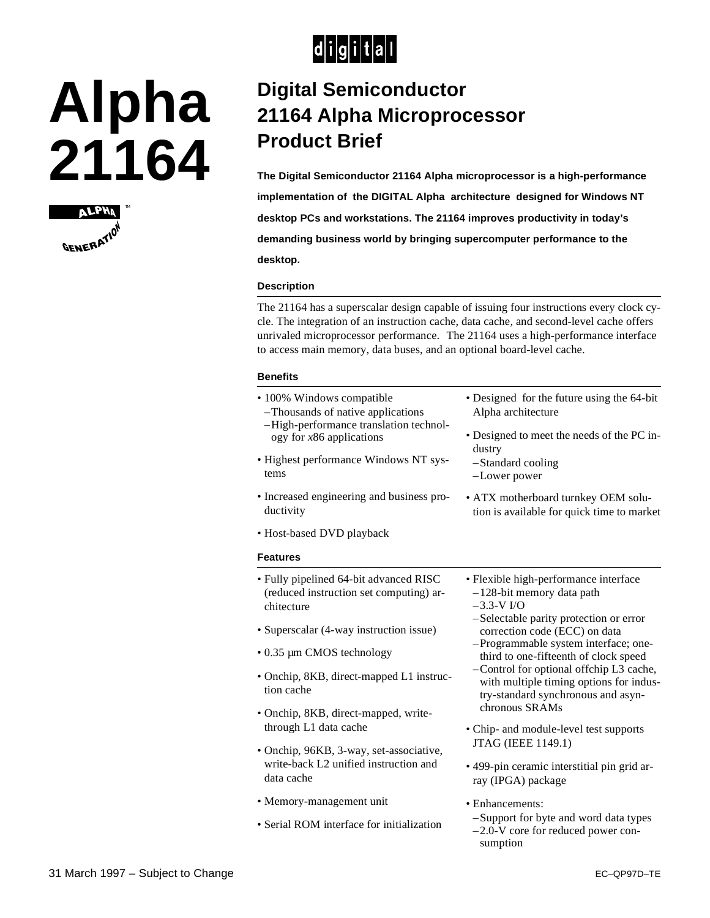# Alpha 21164

## Digital Semiconductor 21164 Alpha Microprocessor Product Brief

**The Digital Semiconductor 21164 Alpha microprocessor is a high-performance implementation of the DIGITAL Alpha architecture designed for Windows NT desktop PCs and workstations. The 21164 improves productivity in today's demanding business world by bringing supercomputer performance to the desktop.**

### Description

The 21164 has a superscalar design capable of issuing four instructions every clock cycle. The integration of an instruction cache, data cache, and second-level cache offers unrivaled microprocessor performance. The 21164 uses a high-performance interface to access main memory, data buses, and an optional board-level cache.

### Benefits

- 100% Windows compatible
  - Thousands of native applications
  - High-performance translation technology for *x*86 applications
- Highest performance Windows NT systems
- Increased engineering and business productivity
- Host-based DVD playback
- Designed for the future using the 64-bit Alpha architecture
- Designed to meet the needs of the PC industry
  - Standard cooling
  - Lower power
- ATX motherboard turnkey OEM solution is available for quick time to market

### Features

- Fully pipelined 64-bit advanced RISC (reduced instruction set computing) architecture
- Superscalar (4-way instruction issue)
- 0.35 µm CMOS technology
- Onchip, 8KB, direct-mapped L1 instruction cache
- Onchip, 8KB, direct-mapped, write-through L1 data cache
- Onchip, 96KB, 3-way, set-associative, write-back L2 unified instruction and data cache
- Memory-management unit
- Serial ROM interface for initialization
- Flexible high-performance interface
  - 128-bit memory data path
  - 3.3-V I/O
  - Selectable parity protection or error correction code (ECC) on data
  - Programmable system interface; one-third to one-fifteenth of clock speed
  - Control for optional offchip L3 cache, with multiple timing options for industry-standard synchronous and asynchronous SRAMs
- Chip- and module-level test supports JTAG (IEEE 1149.1)
- 499-pin ceramic interstitial pin grid array (IPGA) package
- Enhancements:
  - Support for byte and word data types
  - 2.0-V core for reduced power consumption

31 March 1997 – Subject to Change

EC–QP97D–TE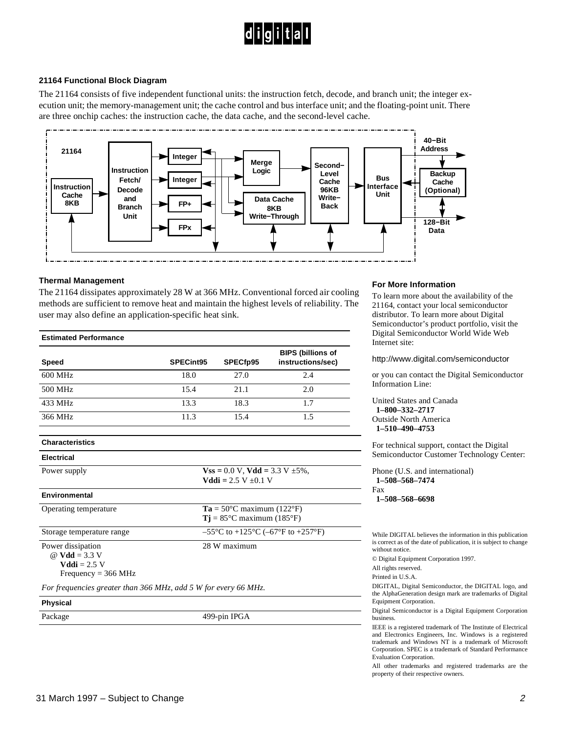## 21164 Functional Block Diagram

The 21164 consists of five independent functional units: the instruction fetch, decode, and branch unit; the integer execution unit; the memory-management unit; the cache control and bus interface unit; and the floating-point unit. There are three onchip caches: the instruction cache, the data cache, and the second-level cache.

21164
Instruction Cache 8KB
Instruction Fetch/ Decode and Branch Unit
Integer
Integer
FP+
FPx
Merge Logic
Data Cache 8KB Write−Through
Second−Level Cache 96KB Write−Back
Bus Interface Unit
40−Bit Address
Backup Cache (Optional)
128−Bit Data

## Thermal Management

The 21164 dissipates approximately 28 W at 366 MHz. Conventional forced air cooling methods are sufficient to remove heat and maintain the highest levels of reliability. The user may also define an application-specific heat sink.

**Estimated Performance**

| Speed | SPECint95 | SPECfp95 | BIPS (billions of instructions/sec) |
|---|---|---|---|
| 600 MHz | 18.0 | 27.0 | 2.4 |
| 500 MHz | 15.4 | 21.1 | 2.0 |
| 433 MHz | 13.3 | 18.3 | 1.7 |
| 366 MHz | 11.3 | 15.4 | 1.5 |

**Characteristics**

| | |
|---|---|
| **Electrical** | |
| Power supply | **Vss =** 0.0 V, **Vdd =** 3.3 V ±5%, **Vddi =** 2.5 V ±0.1 V |
| **Environmental** | |
| Operating temperature | **Ta** = 50°C maximum (122°F) **Tj** = 85°C maximum (185°F) |
| Storage temperature range | –55°C to +125°C (–67°F to +257°F) |
| Power dissipation @ **Vdd** = 3.3 V **Vddi** = 2.5 V Frequency = 366 MHz | 28 W maximum |
| *For frequencies greater than 366 MHz, add 5 W for every 66 MHz.* | |
| **Physical** | |
| Package | 499-pin IPGA |

## For More Information

To learn more about the availability of the 21164, contact your local semiconductor distributor. To learn more about Digital Semiconductor's product portfolio, visit the Digital Semiconductor World Wide Web Internet site:

http://www.digital.com/semiconductor

or you can contact the Digital Semiconductor Information Line:

United States and Canada
**1–800–332–2717**
Outside North America
**1–510–490–4753**

For technical support, contact the Digital Semiconductor Customer Technology Center:

Phone (U.S. and international)
**1–508–568–7474**
Fax
**1–508–568–6698**

While DIGITAL believes the information in this publication is correct as of the date of publication, it is subject to change without notice.

© Digital Equipment Corporation 1997.

All rights reserved.

Printed in U.S.A.

DIGITAL, Digital Semiconductor, the DIGITAL logo, and the AlphaGeneration design mark are trademarks of Digital Equipment Corporation.

Digital Semiconductor is a Digital Equipment Corporation business.

IEEE is a registered trademark of The Institute of Electrical and Electronics Engineers, Inc. Windows is a registered trademark and Windows NT is a trademark of Microsoft Corporation. SPEC is a trademark of Standard Performance Evaluation Corporation.

All other trademarks and registered trademarks are the property of their respective owners.